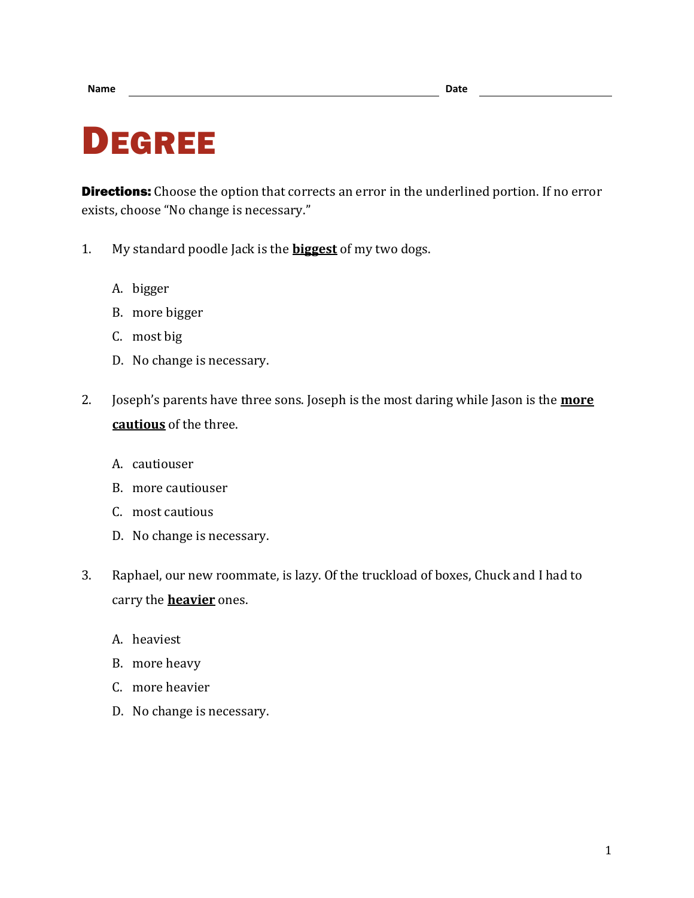Name ______________________________ Date ______________

# DEGREE

**Directions:** Choose the option that corrects an error in the underlined portion. If no error exists, choose "No change is necessary."

1. My standard poodle Jack is the **biggest** of my two dogs.

   A. bigger
   B. more bigger
   C. most big
   D. No change is necessary.

2. Joseph's parents have three sons. Joseph is the most daring while Jason is the **more cautious** of the three.

   A. cautiouser
   B. more cautiouser
   C. most cautious
   D. No change is necessary.

3. Raphael, our new roommate, is lazy. Of the truckload of boxes, Chuck and I had to carry the **heavier** ones.

   A. heaviest
   B. more heavy
   C. more heavier
   D. No change is necessary.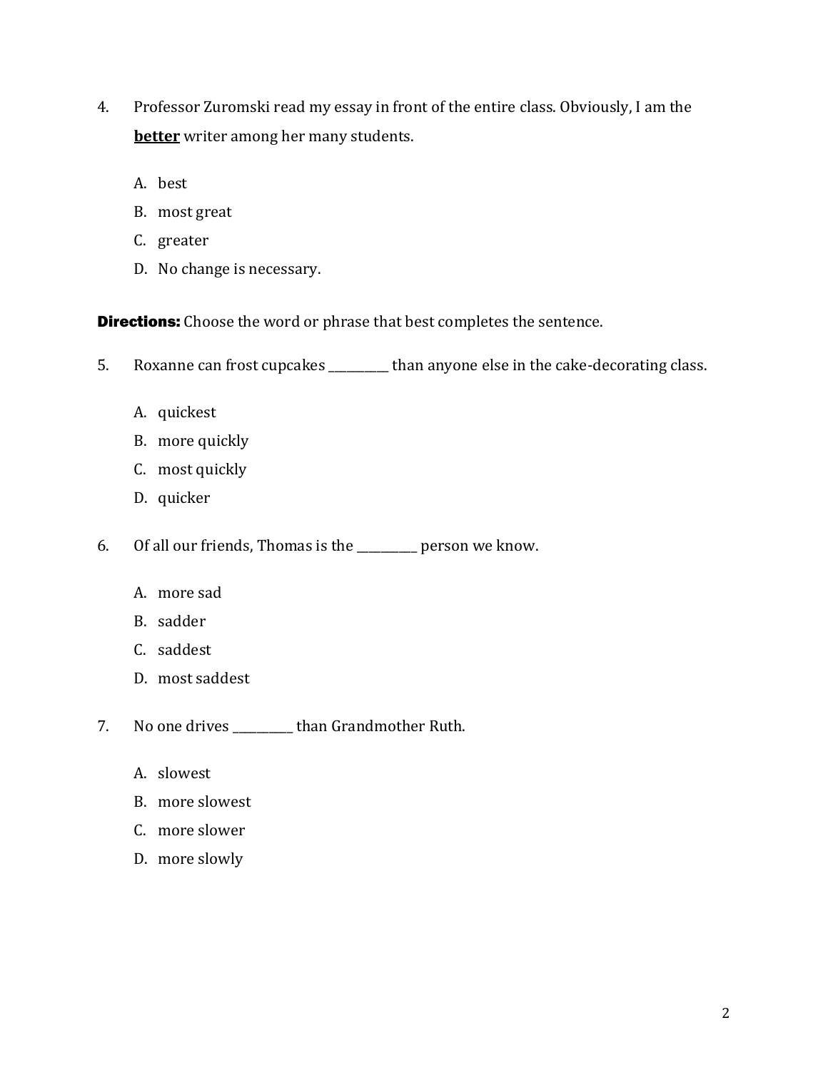4. Professor Zuromski read my essay in front of the entire class. Obviously, I am the **better** writer among her many students.

   A. best
   B. most great
   C. greater
   D. No change is necessary.

**Directions:** Choose the word or phrase that best completes the sentence.

5. Roxanne can frost cupcakes __________ than anyone else in the cake-decorating class.

   A. quickest
   B. more quickly
   C. most quickly
   D. quicker

6. Of all our friends, Thomas is the __________ person we know.

   A. more sad
   B. sadder
   C. saddest
   D. most saddest

7. No one drives __________ than Grandmother Ruth.

   A. slowest
   B. more slowest
   C. more slower
   D. more slowly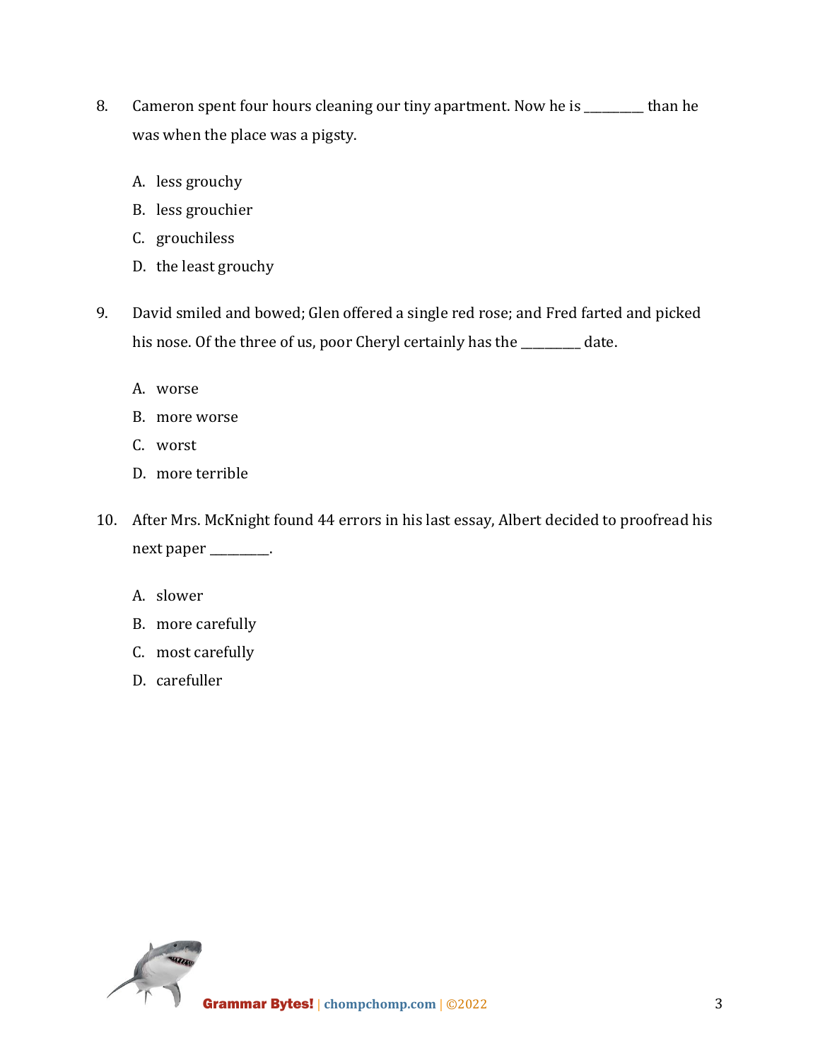8. Cameron spent four hours cleaning our tiny apartment. Now he is _________ than he was when the place was a pigsty.

   A. less grouchy
   B. less grouchier
   C. grouchiless
   D. the least grouchy

9. David smiled and bowed; Glen offered a single red rose; and Fred farted and picked his nose. Of the three of us, poor Cheryl certainly has the _________ date.

   A. worse
   B. more worse
   C. worst
   D. more terrible

10. After Mrs. McKnight found 44 errors in his last essay, Albert decided to proofread his next paper _________.

   A. slower
   B. more carefully
   C. most carefully
   D. carefuller

**Grammar Bytes!** | chompchomp.com | ©2022